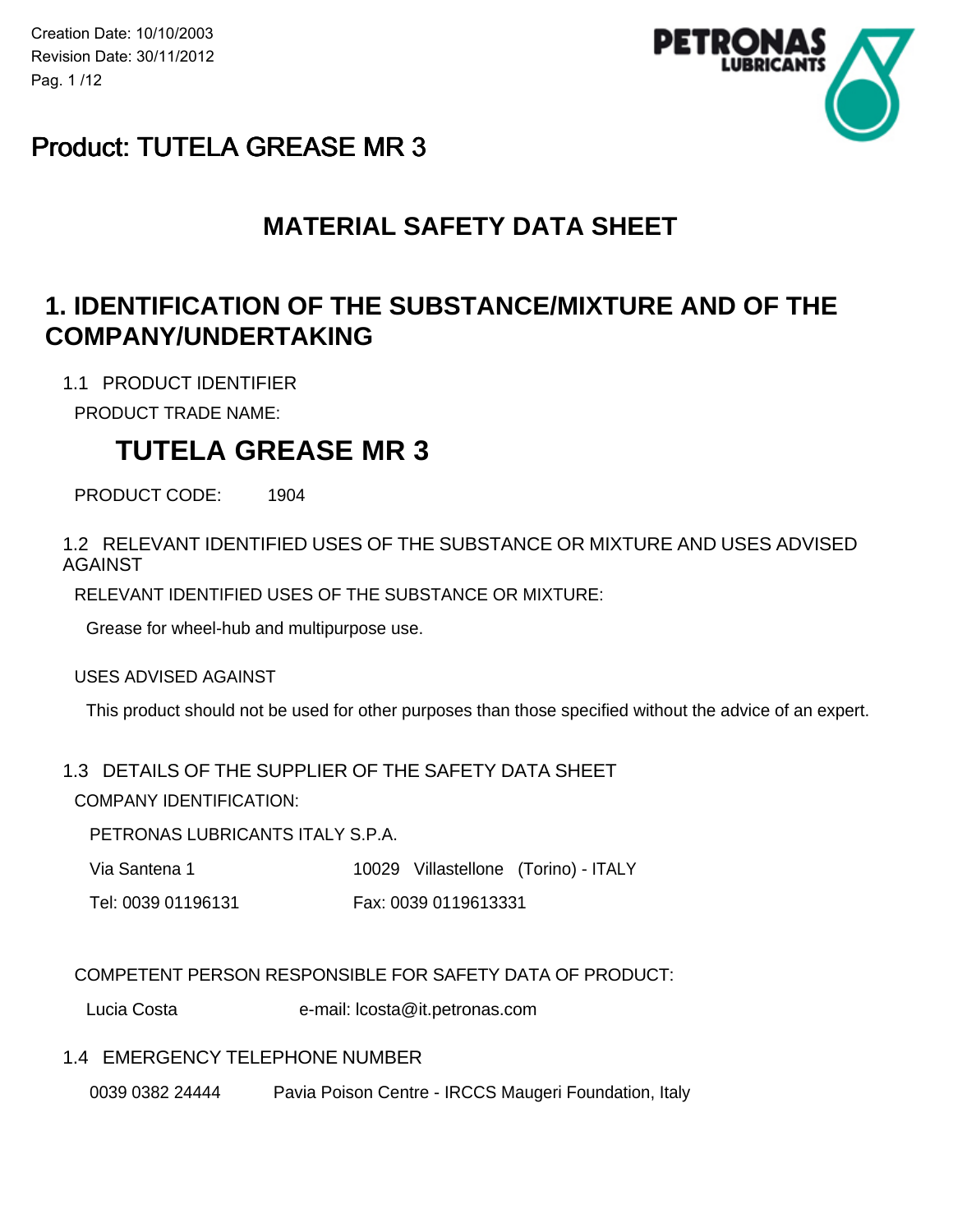Creation Date: 10/10/2003
Revision Date: 30/11/2012

# Product: TUTELA GREASE MR 3

## MATERIAL SAFETY DATA SHEET

## 1. IDENTIFICATION OF THE SUBSTANCE/MIXTURE AND OF THE COMPANY/UNDERTAKING

1.1 PRODUCT IDENTIFIER

PRODUCT TRADE NAME:

### TUTELA GREASE MR 3

PRODUCT CODE: 1904

1.2 RELEVANT IDENTIFIED USES OF THE SUBSTANCE OR MIXTURE AND USES ADVISED AGAINST

RELEVANT IDENTIFIED USES OF THE SUBSTANCE OR MIXTURE:

Grease for wheel-hub and multipurpose use.

USES ADVISED AGAINST

This product should not be used for other purposes than those specified without the advice of an expert.

1.3 DETAILS OF THE SUPPLIER OF THE SAFETY DATA SHEET

COMPANY IDENTIFICATION:

PETRONAS LUBRICANTS ITALY S.P.A.

Via Santena 1 10029 Villastellone (Torino) - ITALY

Tel: 0039 01196131 Fax: 0039 0119613331

COMPETENT PERSON RESPONSIBLE FOR SAFETY DATA OF PRODUCT:

Lucia Costa e-mail: lcosta@it.petronas.com

1.4 EMERGENCY TELEPHONE NUMBER

0039 0382 24444 Pavia Poison Centre - IRCCS Maugeri Foundation, Italy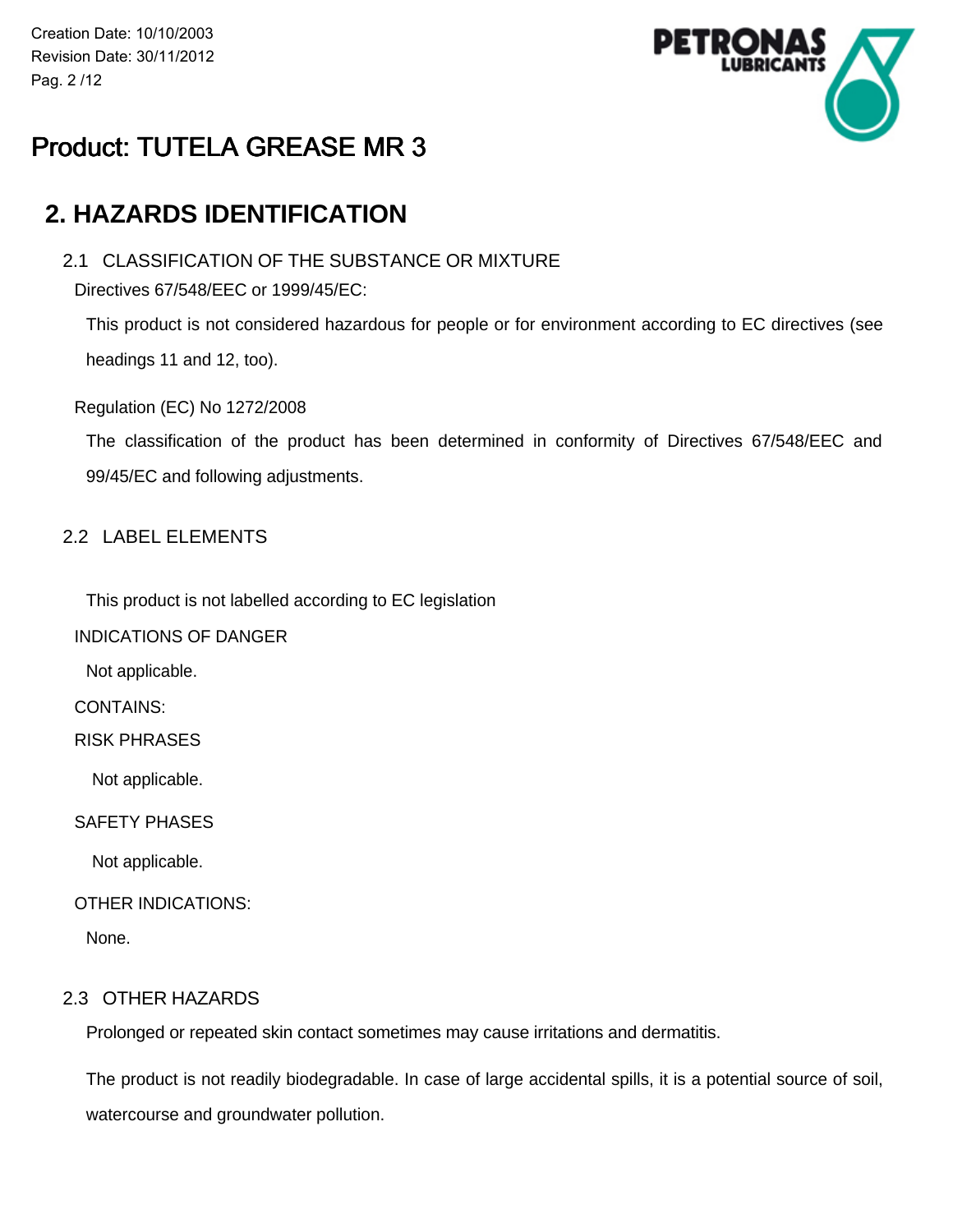# Product: TUTELA GREASE MR 3

## 2. HAZARDS IDENTIFICATION

### 2.1 CLASSIFICATION OF THE SUBSTANCE OR MIXTURE

Directives 67/548/EEC or 1999/45/EC:

This product is not considered hazardous for people or for environment according to EC directives (see headings 11 and 12, too).

Regulation (EC) No 1272/2008

The classification of the product has been determined in conformity of Directives 67/548/EEC and 99/45/EC and following adjustments.

### 2.2 LABEL ELEMENTS

This product is not labelled according to EC legislation

INDICATIONS OF DANGER

Not applicable.

CONTAINS:

RISK PHRASES

Not applicable.

SAFETY PHASES

Not applicable.

OTHER INDICATIONS:

None.

### 2.3 OTHER HAZARDS

Prolonged or repeated skin contact sometimes may cause irritations and dermatitis.

The product is not readily biodegradable. In case of large accidental spills, it is a potential source of soil, watercourse and groundwater pollution.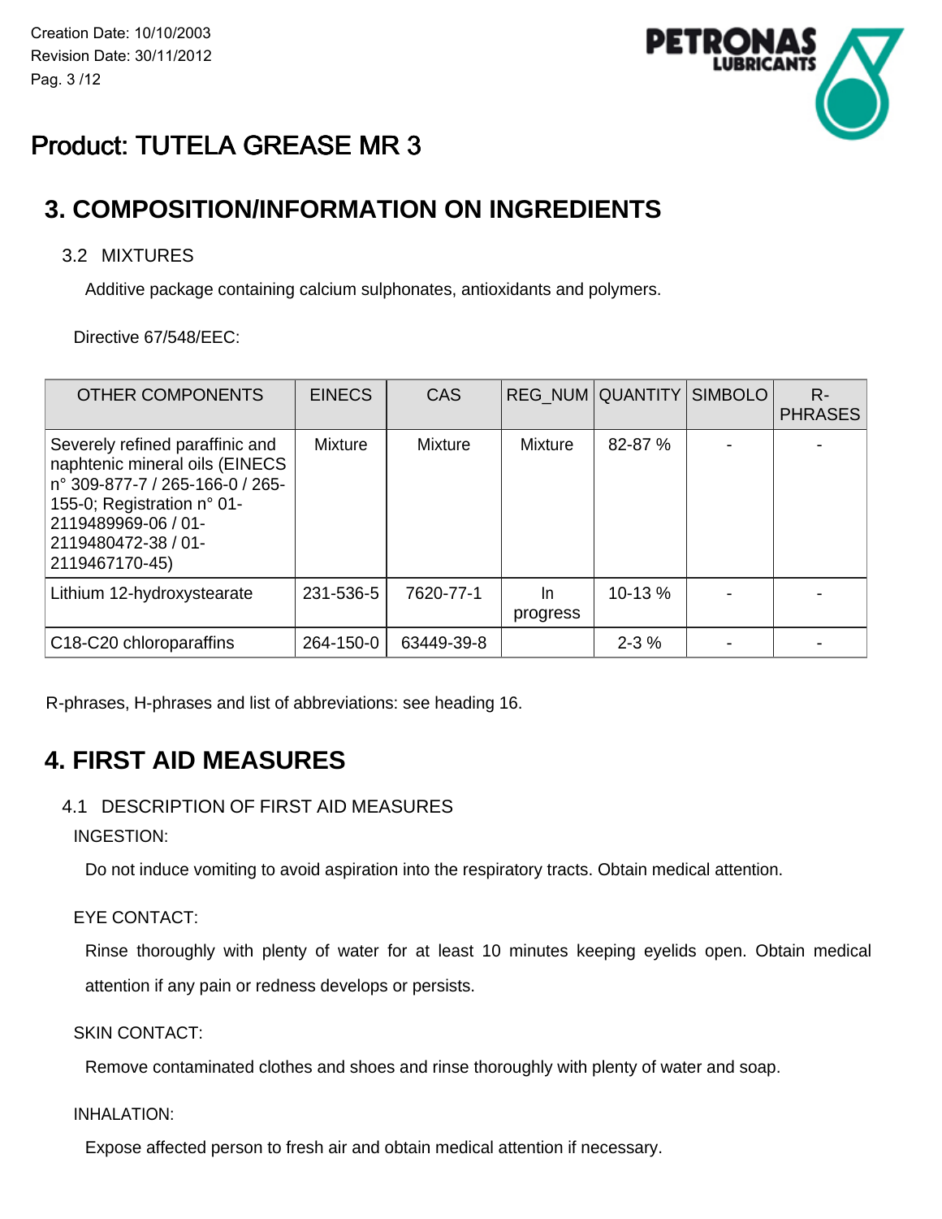# Product: TUTELA GREASE MR 3

## 3. COMPOSITION/INFORMATION ON INGREDIENTS

### 3.2 MIXTURES

Additive package containing calcium sulphonates, antioxidants and polymers.

Directive 67/548/EEC:

| OTHER COMPONENTS | EINECS | CAS | REG_NUM | QUANTITY | SIMBOLO | R-PHRASES |
|---|---|---|---|---|---|---|
| Severely refined paraffinic and naphtenic mineral oils (EINECS n° 309-877-7 / 265-166-0 / 265-155-0; Registration n° 01-2119489969-06 / 01-2119480472-38 / 01-2119467170-45) | Mixture | Mixture | Mixture | 82-87 % | - | - |
| Lithium 12-hydroxystearate | 231-536-5 | 7620-77-1 | In progress | 10-13 % | - | - |
| C18-C20 chloroparaffins | 264-150-0 | 63449-39-8 | | 2-3 % | - | - |

R-phrases, H-phrases and list of abbreviations: see heading 16.

## 4. FIRST AID MEASURES

### 4.1 DESCRIPTION OF FIRST AID MEASURES

INGESTION:

Do not induce vomiting to avoid aspiration into the respiratory tracts. Obtain medical attention.

EYE CONTACT:

Rinse thoroughly with plenty of water for at least 10 minutes keeping eyelids open. Obtain medical attention if any pain or redness develops or persists.

SKIN CONTACT:

Remove contaminated clothes and shoes and rinse thoroughly with plenty of water and soap.

INHALATION:

Expose affected person to fresh air and obtain medical attention if necessary.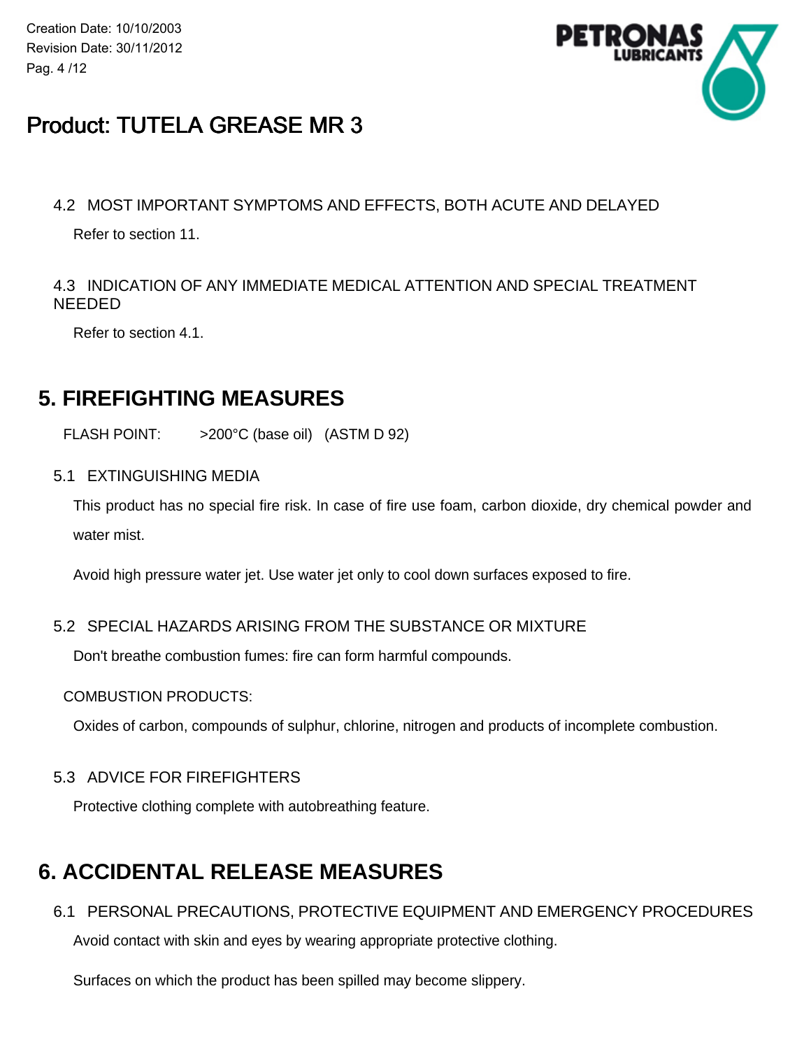## Product: TUTELA GREASE MR 3

### 4.2 MOST IMPORTANT SYMPTOMS AND EFFECTS, BOTH ACUTE AND DELAYED

Refer to section 11.

### 4.3 INDICATION OF ANY IMMEDIATE MEDICAL ATTENTION AND SPECIAL TREATMENT NEEDED

Refer to section 4.1.

## 5. FIREFIGHTING MEASURES

FLASH POINT: >200°C (base oil) (ASTM D 92)

### 5.1 EXTINGUISHING MEDIA

This product has no special fire risk. In case of fire use foam, carbon dioxide, dry chemical powder and water mist.

Avoid high pressure water jet. Use water jet only to cool down surfaces exposed to fire.

### 5.2 SPECIAL HAZARDS ARISING FROM THE SUBSTANCE OR MIXTURE

Don't breathe combustion fumes: fire can form harmful compounds.

COMBUSTION PRODUCTS:

Oxides of carbon, compounds of sulphur, chlorine, nitrogen and products of incomplete combustion.

### 5.3 ADVICE FOR FIREFIGHTERS

Protective clothing complete with autobreathing feature.

## 6. ACCIDENTAL RELEASE MEASURES

### 6.1 PERSONAL PRECAUTIONS, PROTECTIVE EQUIPMENT AND EMERGENCY PROCEDURES

Avoid contact with skin and eyes by wearing appropriate protective clothing.

Surfaces on which the product has been spilled may become slippery.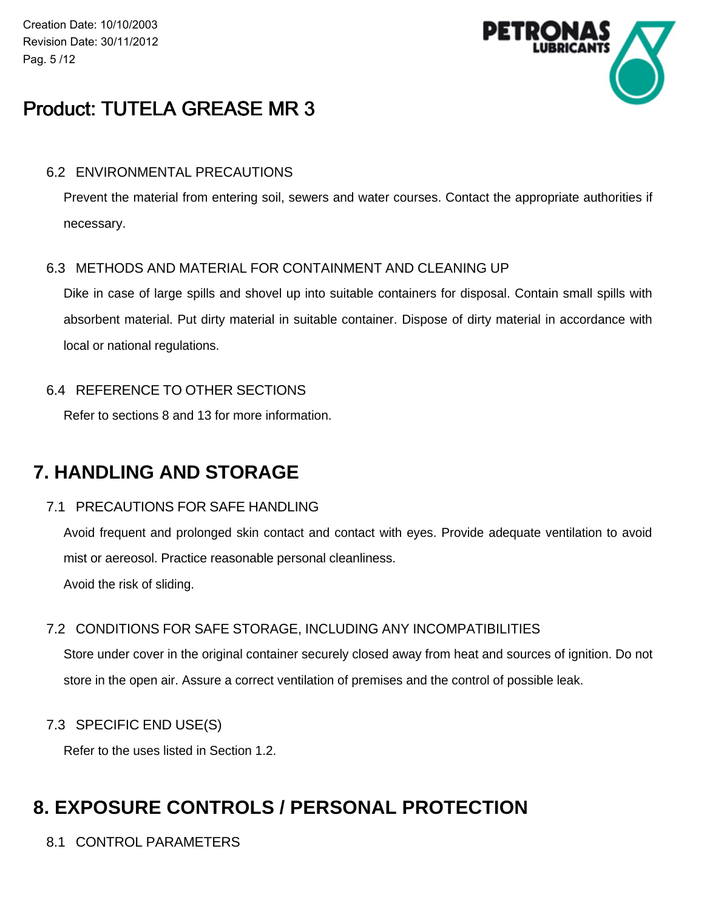# Product: TUTELA GREASE MR 3

### 6.2 ENVIRONMENTAL PRECAUTIONS

Prevent the material from entering soil, sewers and water courses. Contact the appropriate authorities if necessary.

### 6.3 METHODS AND MATERIAL FOR CONTAINMENT AND CLEANING UP

Dike in case of large spills and shovel up into suitable containers for disposal. Contain small spills with absorbent material. Put dirty material in suitable container. Dispose of dirty material in accordance with local or national regulations.

### 6.4 REFERENCE TO OTHER SECTIONS

Refer to sections 8 and 13 for more information.

## 7. HANDLING AND STORAGE

### 7.1 PRECAUTIONS FOR SAFE HANDLING

Avoid frequent and prolonged skin contact and contact with eyes. Provide adequate ventilation to avoid mist or aereosol. Practice reasonable personal cleanliness.

Avoid the risk of sliding.

### 7.2 CONDITIONS FOR SAFE STORAGE, INCLUDING ANY INCOMPATIBILITIES

Store under cover in the original container securely closed away from heat and sources of ignition. Do not store in the open air. Assure a correct ventilation of premises and the control of possible leak.

### 7.3 SPECIFIC END USE(S)

Refer to the uses listed in Section 1.2.

## 8. EXPOSURE CONTROLS / PERSONAL PROTECTION

### 8.1 CONTROL PARAMETERS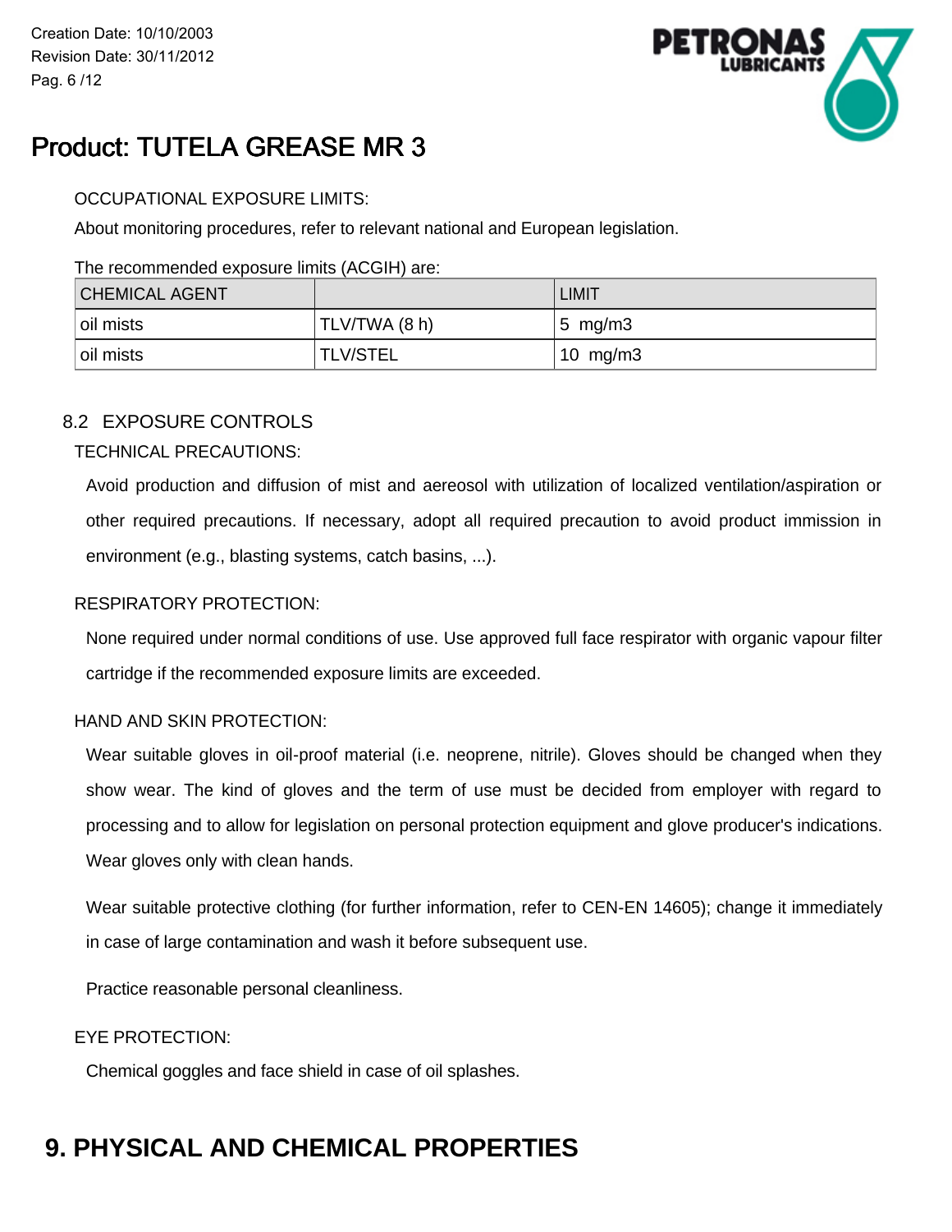# Product: TUTELA GREASE MR 3

OCCUPATIONAL EXPOSURE LIMITS:

About monitoring procedures, refer to relevant national and European legislation.

The recommended exposure limits (ACGIH) are:

| CHEMICAL AGENT | | LIMIT |
|---|---|---|
| oil mists | TLV/TWA (8 h) | 5 mg/m3 |
| oil mists | TLV/STEL | 10 mg/m3 |

## 8.2 EXPOSURE CONTROLS

TECHNICAL PRECAUTIONS:

Avoid production and diffusion of mist and aereosol with utilization of localized ventilation/aspiration or other required precautions. If necessary, adopt all required precaution to avoid product immission in environment (e.g., blasting systems, catch basins, ...).

RESPIRATORY PROTECTION:

None required under normal conditions of use. Use approved full face respirator with organic vapour filter cartridge if the recommended exposure limits are exceeded.

HAND AND SKIN PROTECTION:

Wear suitable gloves in oil-proof material (i.e. neoprene, nitrile). Gloves should be changed when they show wear. The kind of gloves and the term of use must be decided from employer with regard to processing and to allow for legislation on personal protection equipment and glove producer's indications. Wear gloves only with clean hands.

Wear suitable protective clothing (for further information, refer to CEN-EN 14605); change it immediately in case of large contamination and wash it before subsequent use.

Practice reasonable personal cleanliness.

EYE PROTECTION:

Chemical goggles and face shield in case of oil splashes.

# 9. PHYSICAL AND CHEMICAL PROPERTIES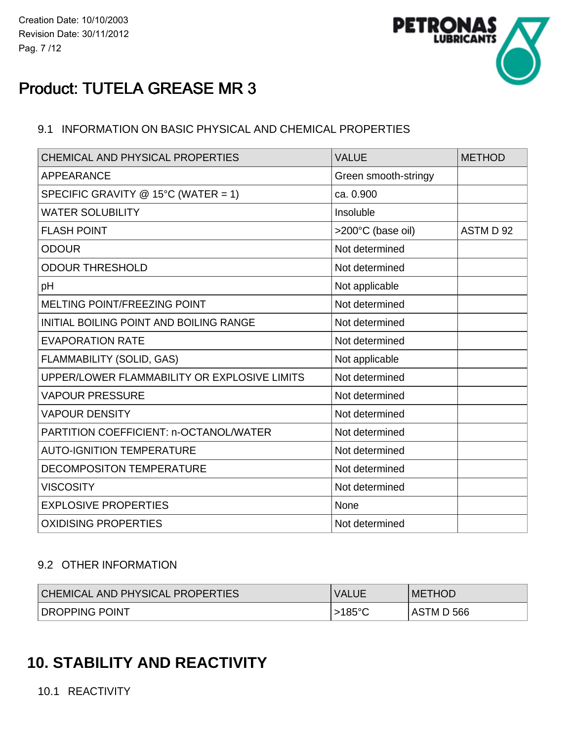# Product: TUTELA GREASE MR 3

## 9.1 INFORMATION ON BASIC PHYSICAL AND CHEMICAL PROPERTIES

| CHEMICAL AND PHYSICAL PROPERTIES | VALUE | METHOD |
| --- | --- | --- |
| APPEARANCE | Green smooth-stringy | |
| SPECIFIC GRAVITY @ 15°C (WATER = 1) | ca. 0.900 | |
| WATER SOLUBILITY | Insoluble | |
| FLASH POINT | >200°C (base oil) | ASTM D 92 |
| ODOUR | Not determined | |
| ODOUR THRESHOLD | Not determined | |
| pH | Not applicable | |
| MELTING POINT/FREEZING POINT | Not determined | |
| INITIAL BOILING POINT AND BOILING RANGE | Not determined | |
| EVAPORATION RATE | Not determined | |
| FLAMMABILITY (SOLID, GAS) | Not applicable | |
| UPPER/LOWER FLAMMABILITY OR EXPLOSIVE LIMITS | Not determined | |
| VAPOUR PRESSURE | Not determined | |
| VAPOUR DENSITY | Not determined | |
| PARTITION COEFFICIENT: n-OCTANOL/WATER | Not determined | |
| AUTO-IGNITION TEMPERATURE | Not determined | |
| DECOMPOSITON TEMPERATURE | Not determined | |
| VISCOSITY | Not determined | |
| EXPLOSIVE PROPERTIES | None | |
| OXIDISING PROPERTIES | Not determined | |

## 9.2 OTHER INFORMATION

| CHEMICAL AND PHYSICAL PROPERTIES | VALUE | METHOD |
| --- | --- | --- |
| DROPPING POINT | >185°C | ASTM D 566 |

# 10. STABILITY AND REACTIVITY

## 10.1 REACTIVITY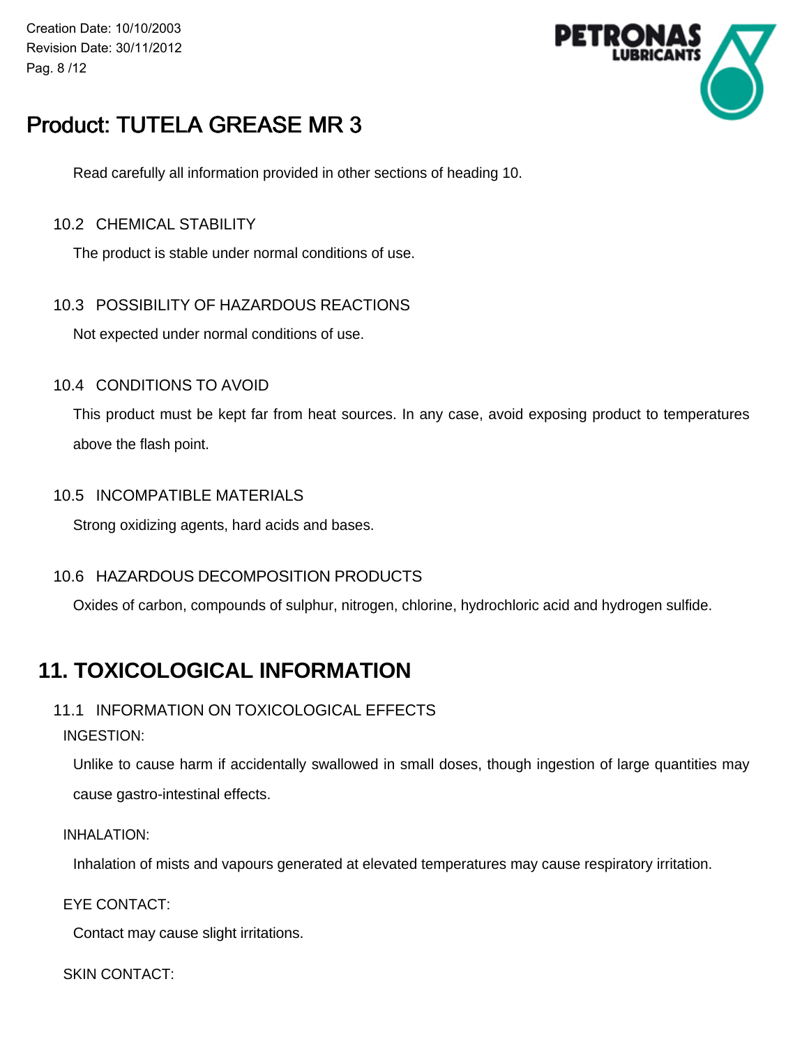Read carefully all information provided in other sections of heading 10.

### 10.2 CHEMICAL STABILITY

The product is stable under normal conditions of use.

### 10.3 POSSIBILITY OF HAZARDOUS REACTIONS

Not expected under normal conditions of use.

### 10.4 CONDITIONS TO AVOID

This product must be kept far from heat sources. In any case, avoid exposing product to temperatures above the flash point.

### 10.5 INCOMPATIBLE MATERIALS

Strong oxidizing agents, hard acids and bases.

### 10.6 HAZARDOUS DECOMPOSITION PRODUCTS

Oxides of carbon, compounds of sulphur, nitrogen, chlorine, hydrochloric acid and hydrogen sulfide.

## 11. TOXICOLOGICAL INFORMATION

### 11.1 INFORMATION ON TOXICOLOGICAL EFFECTS

INGESTION:

Unlike to cause harm if accidentally swallowed in small doses, though ingestion of large quantities may cause gastro-intestinal effects.

INHALATION:

Inhalation of mists and vapours generated at elevated temperatures may cause respiratory irritation.

EYE CONTACT:

Contact may cause slight irritations.

SKIN CONTACT: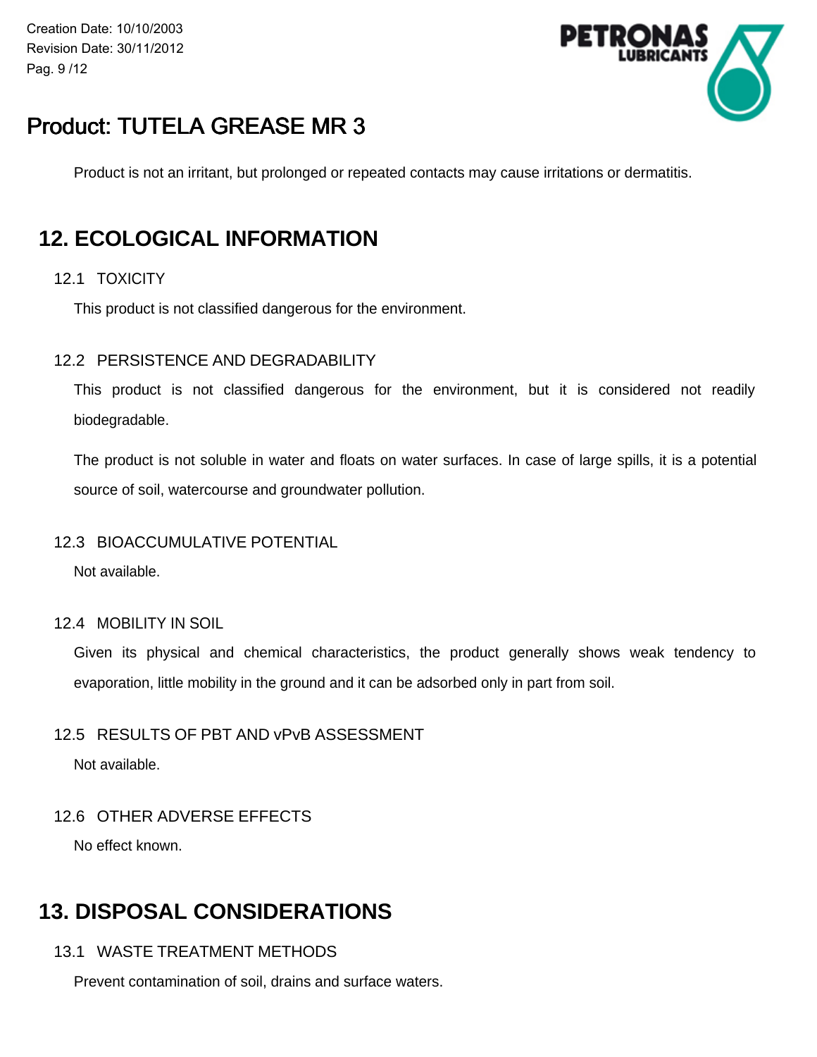Product is not an irritant, but prolonged or repeated contacts may cause irritations or dermatitis.

## 12. ECOLOGICAL INFORMATION

### 12.1 TOXICITY

This product is not classified dangerous for the environment.

### 12.2 PERSISTENCE AND DEGRADABILITY

This product is not classified dangerous for the environment, but it is considered not readily biodegradable.

The product is not soluble in water and floats on water surfaces. In case of large spills, it is a potential source of soil, watercourse and groundwater pollution.

### 12.3 BIOACCUMULATIVE POTENTIAL

Not available.

### 12.4 MOBILITY IN SOIL

Given its physical and chemical characteristics, the product generally shows weak tendency to evaporation, little mobility in the ground and it can be adsorbed only in part from soil.

### 12.5 RESULTS OF PBT AND vPvB ASSESSMENT

Not available.

### 12.6 OTHER ADVERSE EFFECTS

No effect known.

## 13. DISPOSAL CONSIDERATIONS

### 13.1 WASTE TREATMENT METHODS

Prevent contamination of soil, drains and surface waters.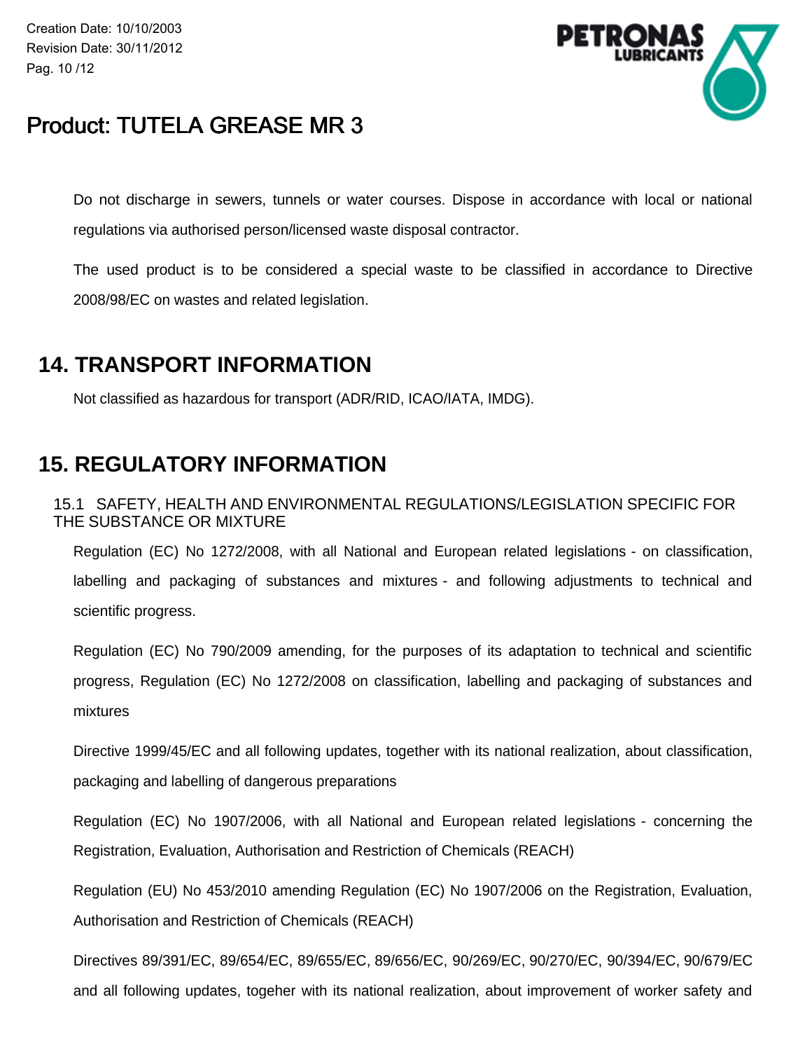Do not discharge in sewers, tunnels or water courses. Dispose in accordance with local or national regulations via authorised person/licensed waste disposal contractor.

The used product is to be considered a special waste to be classified in accordance to Directive 2008/98/EC on wastes and related legislation.

## 14. TRANSPORT INFORMATION

Not classified as hazardous for transport (ADR/RID, ICAO/IATA, IMDG).

## 15. REGULATORY INFORMATION

### 15.1 SAFETY, HEALTH AND ENVIRONMENTAL REGULATIONS/LEGISLATION SPECIFIC FOR THE SUBSTANCE OR MIXTURE

Regulation (EC) No 1272/2008, with all National and European related legislations - on classification, labelling and packaging of substances and mixtures - and following adjustments to technical and scientific progress.

Regulation (EC) No 790/2009 amending, for the purposes of its adaptation to technical and scientific progress, Regulation (EC) No 1272/2008 on classification, labelling and packaging of substances and mixtures

Directive 1999/45/EC and all following updates, together with its national realization, about classification, packaging and labelling of dangerous preparations

Regulation (EC) No 1907/2006, with all National and European related legislations - concerning the Registration, Evaluation, Authorisation and Restriction of Chemicals (REACH)

Regulation (EU) No 453/2010 amending Regulation (EC) No 1907/2006 on the Registration, Evaluation, Authorisation and Restriction of Chemicals (REACH)

Directives 89/391/EC, 89/654/EC, 89/655/EC, 89/656/EC, 90/269/EC, 90/270/EC, 90/394/EC, 90/679/EC and all following updates, togeher with its national realization, about improvement of worker safety and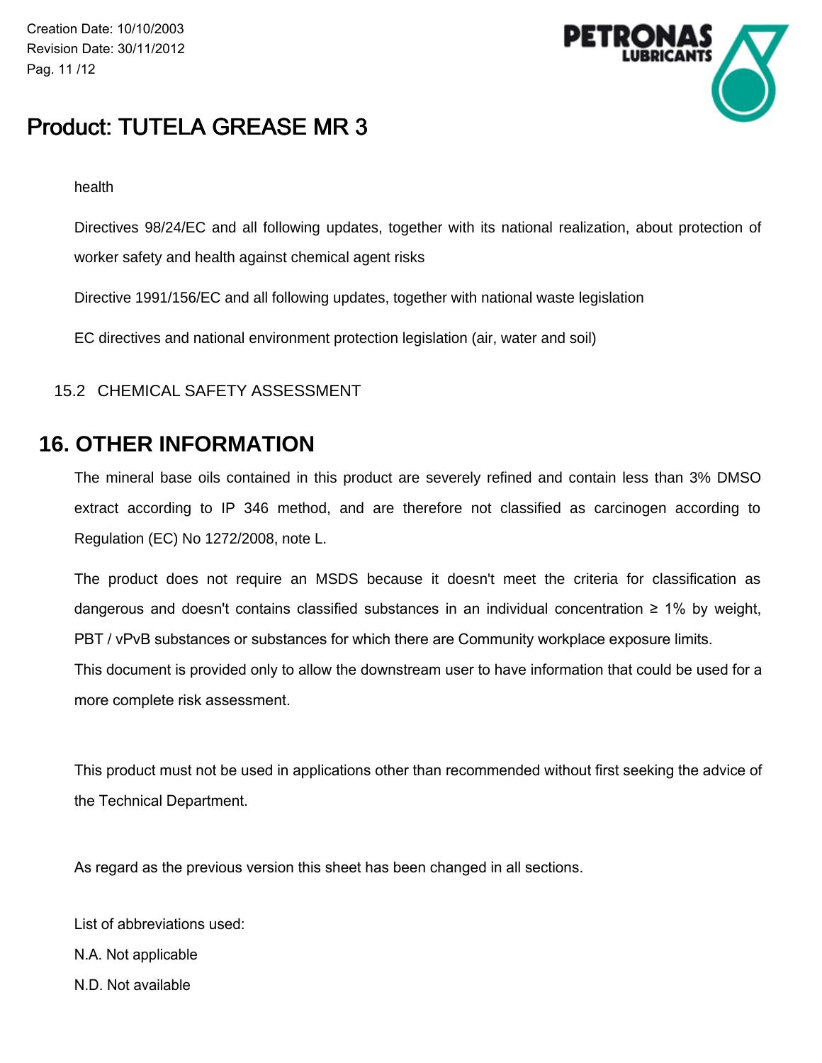health

Directives 98/24/EC and all following updates, together with its national realization, about protection of worker safety and health against chemical agent risks

Directive 1991/156/EC and all following updates, together with national waste legislation

EC directives and national environment protection legislation (air, water and soil)

### 15.2 CHEMICAL SAFETY ASSESSMENT

## 16. OTHER INFORMATION

The mineral base oils contained in this product are severely refined and contain less than 3% DMSO extract according to IP 346 method, and are therefore not classified as carcinogen according to Regulation (EC) No 1272/2008, note L.

The product does not require an MSDS because it doesn't meet the criteria for classification as dangerous and doesn't contains classified substances in an individual concentration ≥ 1% by weight, PBT / vPvB substances or substances for which there are Community workplace exposure limits.
This document is provided only to allow the downstream user to have information that could be used for a more complete risk assessment.

This product must not be used in applications other than recommended without first seeking the advice of the Technical Department.

As regard as the previous version this sheet has been changed in all sections.

List of abbreviations used:

N.A. Not applicable

N.D. Not available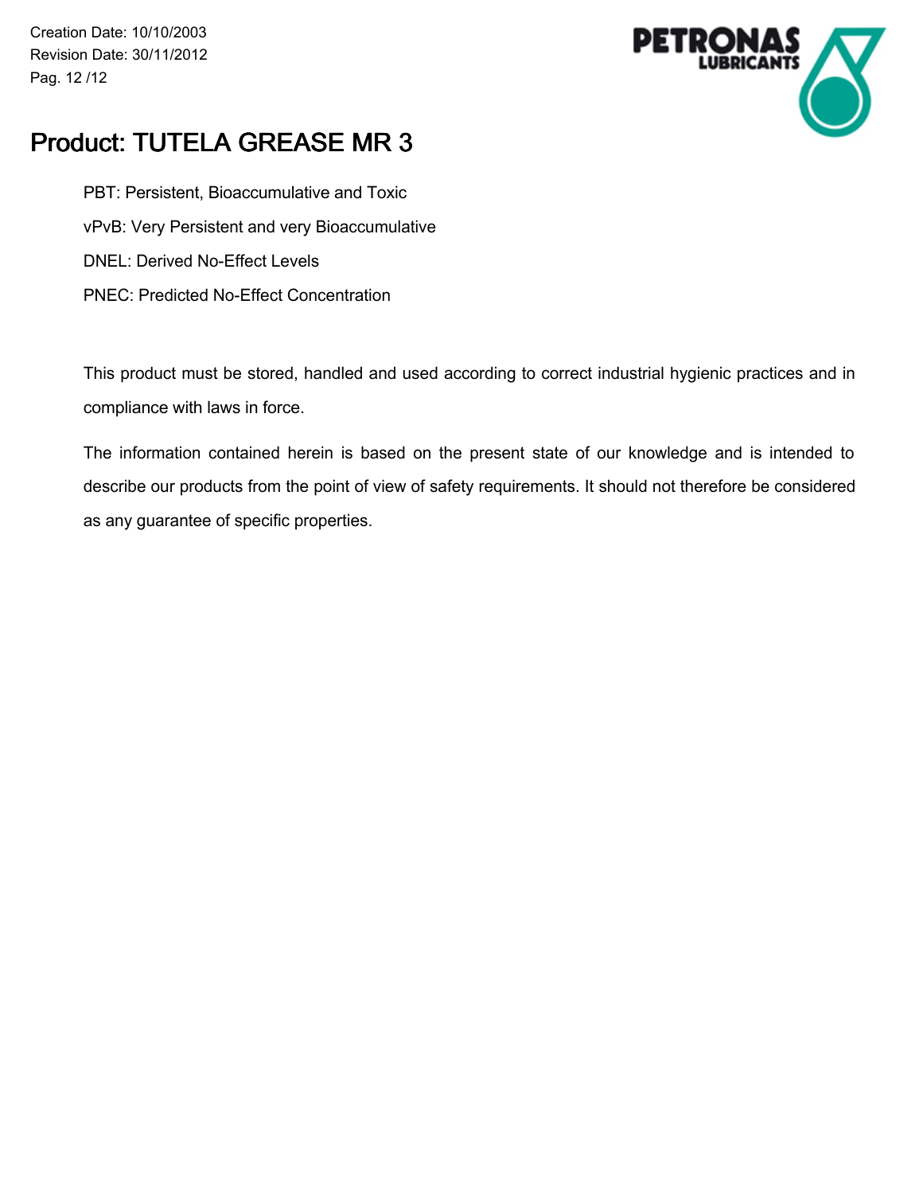# Product: TUTELA GREASE MR 3

PBT: Persistent, Bioaccumulative and Toxic

vPvB: Very Persistent and very Bioaccumulative

DNEL: Derived No-Effect Levels

PNEC: Predicted No-Effect Concentration

This product must be stored, handled and used according to correct industrial hygienic practices and in compliance with laws in force.

The information contained herein is based on the present state of our knowledge and is intended to describe our products from the point of view of safety requirements. It should not therefore be considered as any guarantee of specific properties.